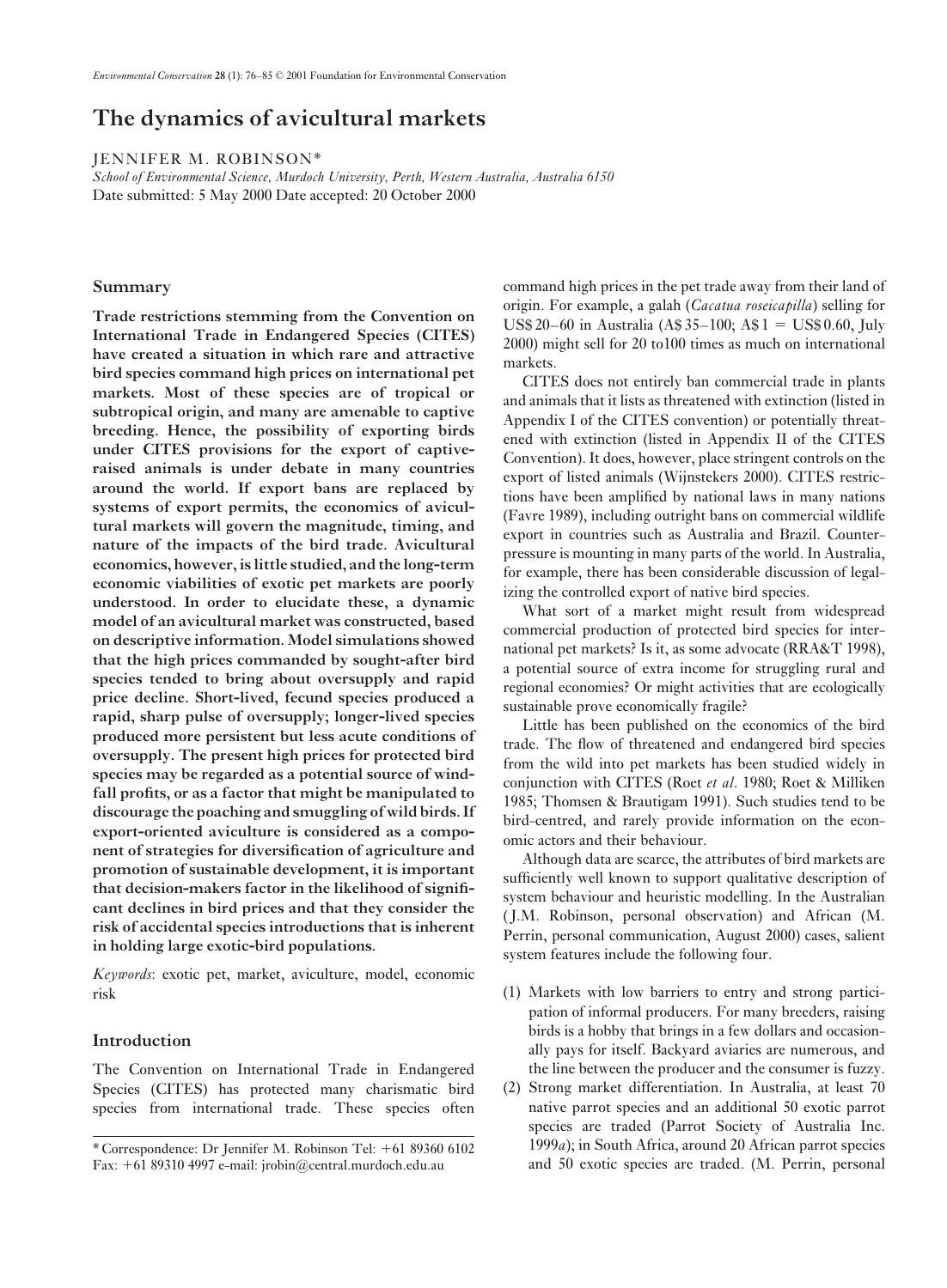# The dynamics of avicultural markets

JENNIFER M. ROBINSON*

*School of Environmental Science, Murdoch University, Perth, Western Australia, Australia 6150*

Date submitted: 5 May 2000 Date accepted: 20 October 2000

## Summary

**Trade restrictions stemming from the Convention on International Trade in Endangered Species (CITES) have created a situation in which rare and attractive bird species command high prices on international pet markets. Most of these species are of tropical or subtropical origin, and many are amenable to captive breeding. Hence, the possibility of exporting birds under CITES provisions for the export of captive-raised animals is under debate in many countries around the world. If export bans are replaced by systems of export permits, the economics of avicultural markets will govern the magnitude, timing, and nature of the impacts of the bird trade. Avicultural economics, however, is little studied, and the long-term economic viabilities of exotic pet markets are poorly understood. In order to elucidate these, a dynamic model of an avicultural market was constructed, based on descriptive information. Model simulations showed that the high prices commanded by sought-after bird species tended to bring about oversupply and rapid price decline. Short-lived, fecund species produced a rapid, sharp pulse of oversupply; longer-lived species produced more persistent but less acute conditions of oversupply. The present high prices for protected bird species may be regarded as a potential source of windfall profits, or as a factor that might be manipulated to discourage the poaching and smuggling of wild birds. If export-oriented aviculture is considered as a component of strategies for diversification of agriculture and promotion of sustainable development, it is important that decision-makers factor in the likelihood of significant declines in bird prices and that they consider the risk of accidental species introductions that is inherent in holding large exotic-bird populations.**

*Keywords*: exotic pet, market, aviculture, model, economic risk

## Introduction

The Convention on International Trade in Endangered Species (CITES) has protected many charismatic bird species from international trade. These species often command high prices in the pet trade away from their land of origin. For example, a galah (*Cacatua roseicapilla*) selling for US$ 20–60 in Australia (A$ 35–100; A$ 1 = US$ 0.60, July 2000) might sell for 20 to100 times as much on international markets.

CITES does not entirely ban commercial trade in plants and animals that it lists as threatened with extinction (listed in Appendix I of the CITES convention) or potentially threatened with extinction (listed in Appendix II of the CITES Convention). It does, however, place stringent controls on the export of listed animals (Wijnstekers 2000). CITES restrictions have been amplified by national laws in many nations (Favre 1989), including outright bans on commercial wildlife export in countries such as Australia and Brazil. Counter-pressure is mounting in many parts of the world. In Australia, for example, there has been considerable discussion of legalizing the controlled export of native bird species.

What sort of a market might result from widespread commercial production of protected bird species for international pet markets? Is it, as some advocate (RRA&T 1998), a potential source of extra income for struggling rural and regional economies? Or might activities that are ecologically sustainable prove economically fragile?

Little has been published on the economics of the bird trade. The flow of threatened and endangered bird species from the wild into pet markets has been studied widely in conjunction with CITES (Roet *et al*. 1980; Roet & Milliken 1985; Thomsen & Brautigam 1991). Such studies tend to be bird-centred, and rarely provide information on the economic actors and their behaviour.

Although data are scarce, the attributes of bird markets are sufficiently well known to support qualitative description of system behaviour and heuristic modelling. In the Australian (J.M. Robinson, personal observation) and African (M. Perrin, personal communication, August 2000) cases, salient system features include the following four.

(1) Markets with low barriers to entry and strong participation of informal producers. For many breeders, raising birds is a hobby that brings in a few dollars and occasionally pays for itself. Backyard aviaries are numerous, and the line between the producer and the consumer is fuzzy.

(2) Strong market differentiation. In Australia, at least 70 native parrot species and an additional 50 exotic parrot species are traded (Parrot Society of Australia Inc. 1999*a*); in South Africa, around 20 African parrot species and 50 exotic species are traded. (M. Perrin, personal

---

* Correspondence: Dr Jennifer M. Robinson Tel: +61 89360 6102 Fax: +61 89310 4997 e-mail: jrobin@central.murdoch.edu.au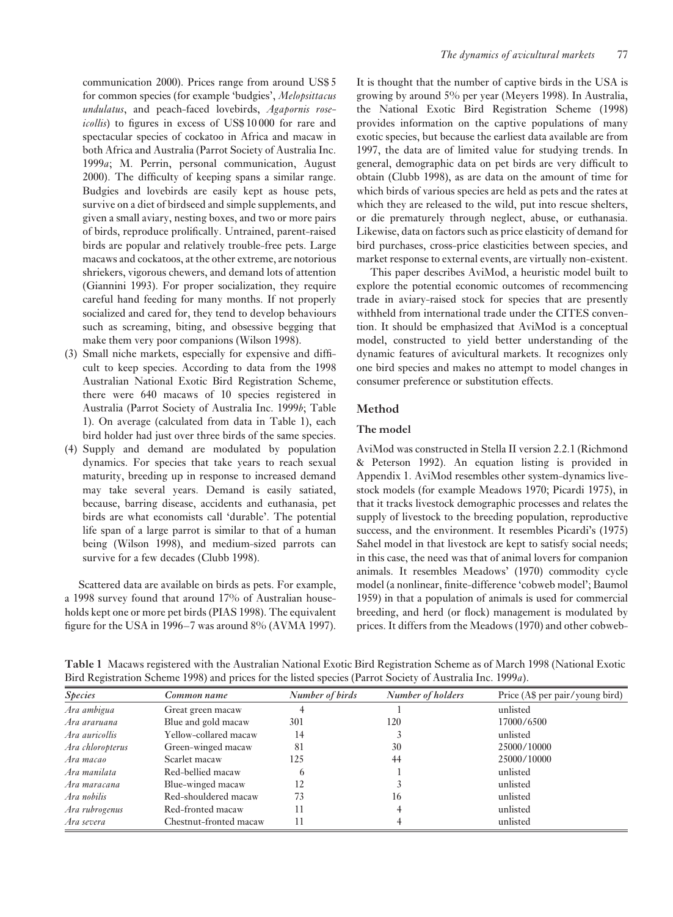communication 2000). Prices range from around US$ 5 for common species (for example 'budgies', *Melopsittacus undulatus*, and peach-faced lovebirds, *Agapornis roseicollis*) to figures in excess of US$ 10 000 for rare and spectacular species of cockatoo in Africa and macaw in both Africa and Australia (Parrot Society of Australia Inc. 1999*a*; M. Perrin, personal communication, August 2000). The difficulty of keeping spans a similar range. Budgies and lovebirds are easily kept as house pets, survive on a diet of birdseed and simple supplements, and given a small aviary, nesting boxes, and two or more pairs of birds, reproduce prolifically. Untrained, parent-raised birds are popular and relatively trouble-free pets. Large macaws and cockatoos, at the other extreme, are notorious shriekers, vigorous chewers, and demand lots of attention (Giannini 1993). For proper socialization, they require careful hand feeding for many months. If not properly socialized and cared for, they tend to develop behaviours such as screaming, biting, and obsessive begging that make them very poor companions (Wilson 1998).

(3) Small niche markets, especially for expensive and difficult to keep species. According to data from the 1998 Australian National Exotic Bird Registration Scheme, there were 640 macaws of 10 species registered in Australia (Parrot Society of Australia Inc. 1999*b*; Table 1). On average (calculated from data in Table 1), each bird holder had just over three birds of the same species.

(4) Supply and demand are modulated by population dynamics. For species that take years to reach sexual maturity, breeding up in response to increased demand may take several years. Demand is easily satiated, because, barring disease, accidents and euthanasia, pet birds are what economists call 'durable'. The potential life span of a large parrot is similar to that of a human being (Wilson 1998), and medium-sized parrots can survive for a few decades (Clubb 1998).

Scattered data are available on birds as pets. For example, a 1998 survey found that around 17% of Australian households kept one or more pet birds (PIAS 1998). The equivalent figure for the USA in 1996–7 was around 8% (AVMA 1997). It is thought that the number of captive birds in the USA is growing by around 5% per year (Meyers 1998). In Australia, the National Exotic Bird Registration Scheme (1998) provides information on the captive populations of many exotic species, but because the earliest data available are from 1997, the data are of limited value for studying trends. In general, demographic data on pet birds are very difficult to obtain (Clubb 1998), as are data on the amount of time for which birds of various species are held as pets and the rates at which they are released to the wild, put into rescue shelters, or die prematurely through neglect, abuse, or euthanasia. Likewise, data on factors such as price elasticity of demand for bird purchases, cross-price elasticities between species, and market response to external events, are virtually non-existent.

This paper describes AviMod, a heuristic model built to explore the potential economic outcomes of recommencing trade in aviary-raised stock for species that are presently withheld from international trade under the CITES convention. It should be emphasized that AviMod is a conceptual model, constructed to yield better understanding of the dynamic features of avicultural markets. It recognizes only one bird species and makes no attempt to model changes in consumer preference or substitution effects.

## Method

### The model

AviMod was constructed in Stella II version 2.2.1 (Richmond & Peterson 1992). An equation listing is provided in Appendix 1. AviMod resembles other system-dynamics livestock models (for example Meadows 1970; Picardi 1975), in that it tracks livestock demographic processes and relates the supply of livestock to the breeding population, reproductive success, and the environment. It resembles Picardi's (1975) Sahel model in that livestock are kept to satisfy social needs; in this case, the need was that of animal lovers for companion animals. It resembles Meadows' (1970) commodity cycle model (a nonlinear, finite-difference 'cobweb model'; Baumol 1959) in that a population of animals is used for commercial breeding, and herd (or flock) management is modulated by prices. It differs from the Meadows (1970) and other cobweb-

**Table 1** Macaws registered with the Australian National Exotic Bird Registration Scheme as of March 1998 (National Exotic Bird Registration Scheme 1998) and prices for the listed species (Parrot Society of Australia Inc. 1999*a*).

| *Species* | *Common name* | *Number of birds* | *Number of holders* | Price (A$ per pair/young bird) |
|---|---|---|---|---|
| *Ara ambigua* | Great green macaw | 4 | 1 | unlisted |
| *Ara araruana* | Blue and gold macaw | 301 | 120 | 17000/6500 |
| *Ara auricollis* | Yellow-collared macaw | 14 | 3 | unlisted |
| *Ara chloropterus* | Green-winged macaw | 81 | 30 | 25000/10000 |
| *Ara macao* | Scarlet macaw | 125 | 44 | 25000/10000 |
| *Ara manilata* | Red-bellied macaw | 6 | 1 | unlisted |
| *Ara maracana* | Blue-winged macaw | 12 | 3 | unlisted |
| *Ara nobilis* | Red-shouldered macaw | 73 | 16 | unlisted |
| *Ara rubrogenus* | Red-fronted macaw | 11 | 4 | unlisted |
| *Ara severa* | Chestnut-fronted macaw | 11 | 4 | unlisted |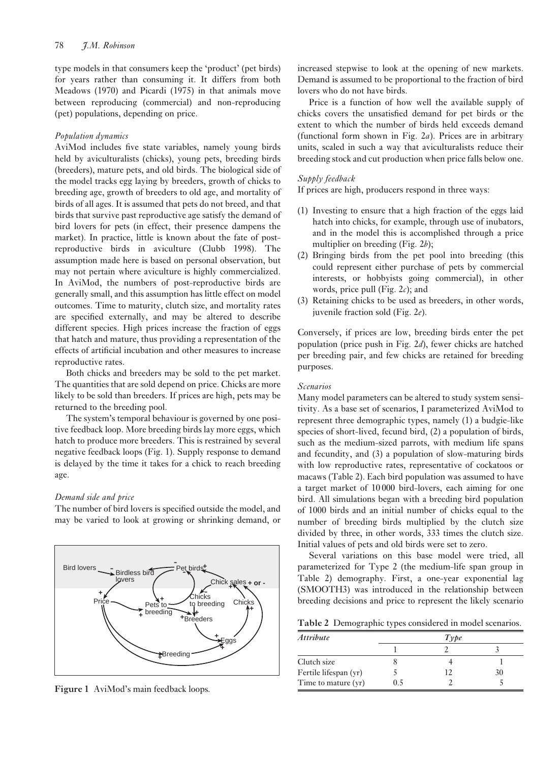type models in that consumers keep the 'product' (pet birds) for years rather than consuming it. It differs from both Meadows (1970) and Picardi (1975) in that animals move between reproducing (commercial) and non-reproducing (pet) populations, depending on price.

### *Population dynamics*

AviMod includes five state variables, namely young birds held by aviculturalists (chicks), young pets, breeding birds (breeders), mature pets, and old birds. The biological side of the model tracks egg laying by breeders, growth of chicks to breeding age, growth of breeders to old age, and mortality of birds of all ages. It is assumed that pets do not breed, and that birds that survive past reproductive age satisfy the demand of bird lovers for pets (in effect, their presence dampens the market). In practice, little is known about the fate of post-reproductive birds in aviculture (Clubb 1998). The assumption made here is based on personal observation, but may not pertain where aviculture is highly commercialized. In AviMod, the numbers of post-reproductive birds are generally small, and this assumption has little effect on model outcomes. Time to maturity, clutch size, and mortality rates are specified externally, and may be altered to describe different species. High prices increase the fraction of eggs that hatch and mature, thus providing a representation of the effects of artificial incubation and other measures to increase reproductive rates.

Both chicks and breeders may be sold to the pet market. The quantities that are sold depend on price. Chicks are more likely to be sold than breeders. If prices are high, pets may be returned to the breeding pool.

The system's temporal behaviour is governed by one positive feedback loop. More breeding birds lay more eggs, which hatch to produce more breeders. This is restrained by several negative feedback loops (Fig. 1). Supply response to demand is delayed by the time it takes for a chick to reach breeding age.

### *Demand side and price*

The number of bird lovers is specified outside the model, and may be varied to look at growing or shrinking demand, or

Bird lovers
Birdless bird lovers
Pet birds
Chick sales + or -
Price
Pets to breeding
Chicks to breeding
Chicks
Breeders
Eggs
Breeding

Figure 1 AviMod's main feedback loops.

increased stepwise to look at the opening of new markets. Demand is assumed to be proportional to the fraction of bird lovers who do not have birds.

Price is a function of how well the available supply of chicks covers the unsatisfied demand for pet birds or the extent to which the number of birds held exceeds demand (functional form shown in Fig. 2*a*). Prices are in arbitrary units, scaled in such a way that aviculturalists reduce their breeding stock and cut production when price falls below one.

### *Supply feedback*

If prices are high, producers respond in three ways:

(1) Investing to ensure that a high fraction of the eggs laid hatch into chicks, for example, through use of inubators, and in the model this is accomplished through a price multiplier on breeding (Fig. 2*b*);
(2) Bringing birds from the pet pool into breeding (this could represent either purchase of pets by commercial interests, or hobbyists going commercial), in other words, price pull (Fig. 2*c*); and
(3) Retaining chicks to be used as breeders, in other words, juvenile fraction sold (Fig. 2*e*).

Conversely, if prices are low, breeding birds enter the pet population (price push in Fig. 2*d*), fewer chicks are hatched per breeding pair, and few chicks are retained for breeding purposes.

### *Scenarios*

Many model parameters can be altered to study system sensitivity. As a base set of scenarios, I parameterized AviMod to represent three demographic types, namely (1) a budgie-like species of short-lived, fecund bird, (2) a population of birds, such as the medium-sized parrots, with medium life spans and fecundity, and (3) a population of slow-maturing birds with low reproductive rates, representative of cockatoos or macaws (Table 2). Each bird population was assumed to have a target market of 10 000 bird-lovers, each aiming for one bird. All simulations began with a breeding bird population of 1000 birds and an initial number of chicks equal to the number of breeding birds multiplied by the clutch size divided by three, in other words, 333 times the clutch size. Initial values of pets and old birds were set to zero.

Several variations on this base model were tried, all parameterized for Type 2 (the medium-life span group in Table 2) demography. First, a one-year exponential lag (SMOOTH3) was introduced in the relationship between breeding decisions and price to represent the likely scenario

**Table 2** Demographic types considered in model scenarios.

| *Attribute* | *Type* | | |
|---|---|---|---|
| | 1 | 2 | 3 |
| Clutch size | 8 | 4 | 1 |
| Fertile lifespan (yr) | 5 | 12 | 30 |
| Time to mature (yr) | 0.5 | 2 | 5 |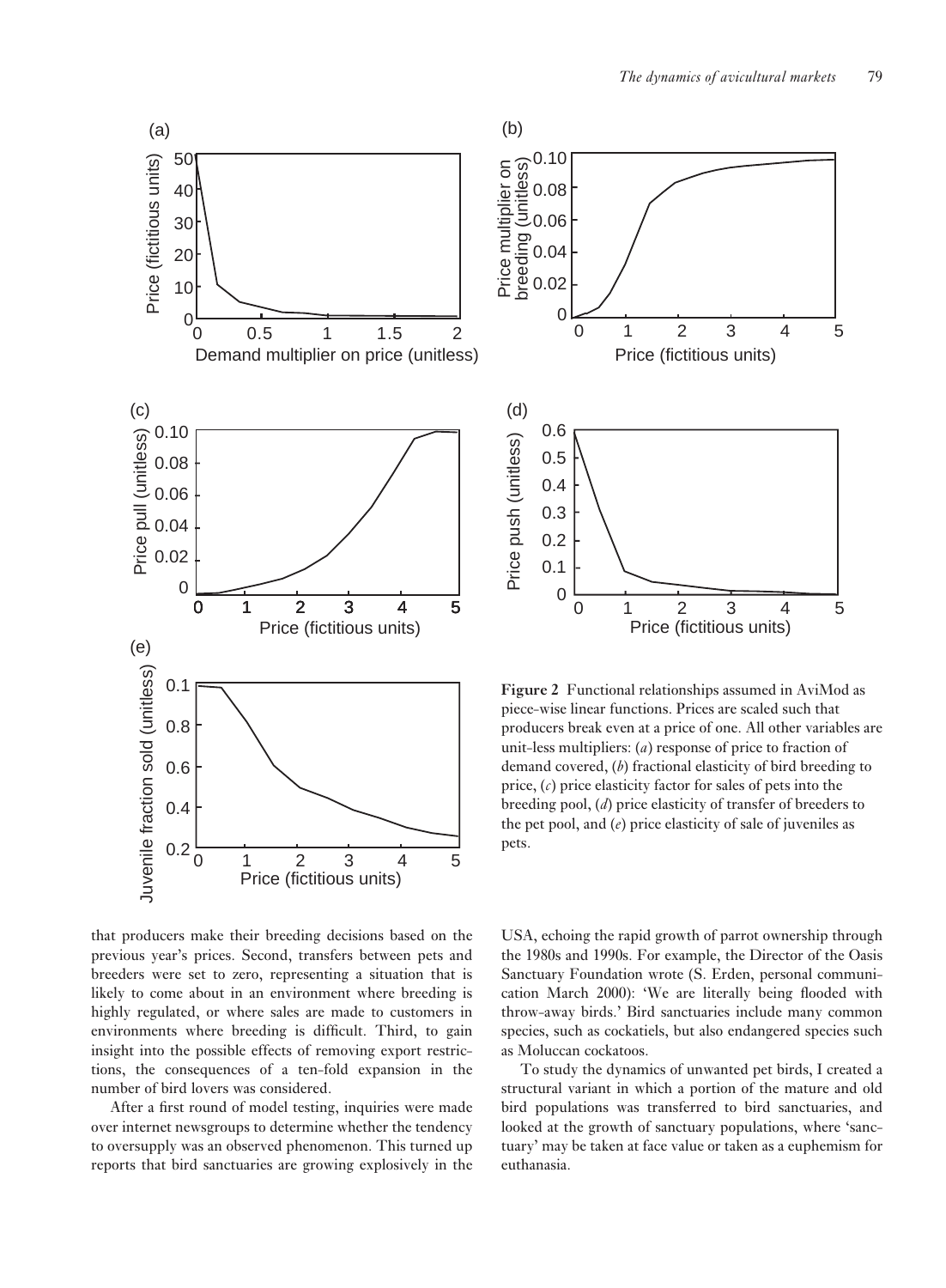**Figure 2** Functional relationships assumed in AviMod as piece-wise linear functions. Prices are scaled such that producers break even at a price of one. All other variables are unit-less multipliers: (*a*) response of price to fraction of demand covered, (*b*) fractional elasticity of bird breeding to price, (*c*) price elasticity factor for sales of pets into the breeding pool, (*d*) price elasticity of transfer of breeders to the pet pool, and (*e*) price elasticity of sale of juveniles as pets.

that producers make their breeding decisions based on the previous year's prices. Second, transfers between pets and breeders were set to zero, representing a situation that is likely to come about in an environment where breeding is highly regulated, or where sales are made to customers in environments where breeding is difficult. Third, to gain insight into the possible effects of removing export restrictions, the consequences of a ten-fold expansion in the number of bird lovers was considered.

After a first round of model testing, inquiries were made over internet newsgroups to determine whether the tendency to oversupply was an observed phenomenon. This turned up reports that bird sanctuaries are growing explosively in the USA, echoing the rapid growth of parrot ownership through the 1980s and 1990s. For example, the Director of the Oasis Sanctuary Foundation wrote (S. Erden, personal communication March 2000): 'We are literally being flooded with throw-away birds.' Bird sanctuaries include many common species, such as cockatiels, but also endangered species such as Moluccan cockatoos.

To study the dynamics of unwanted pet birds, I created a structural variant in which a portion of the mature and old bird populations was transferred to bird sanctuaries, and looked at the growth of sanctuary populations, where 'sanctuary' may be taken at face value or taken as a euphemism for euthanasia.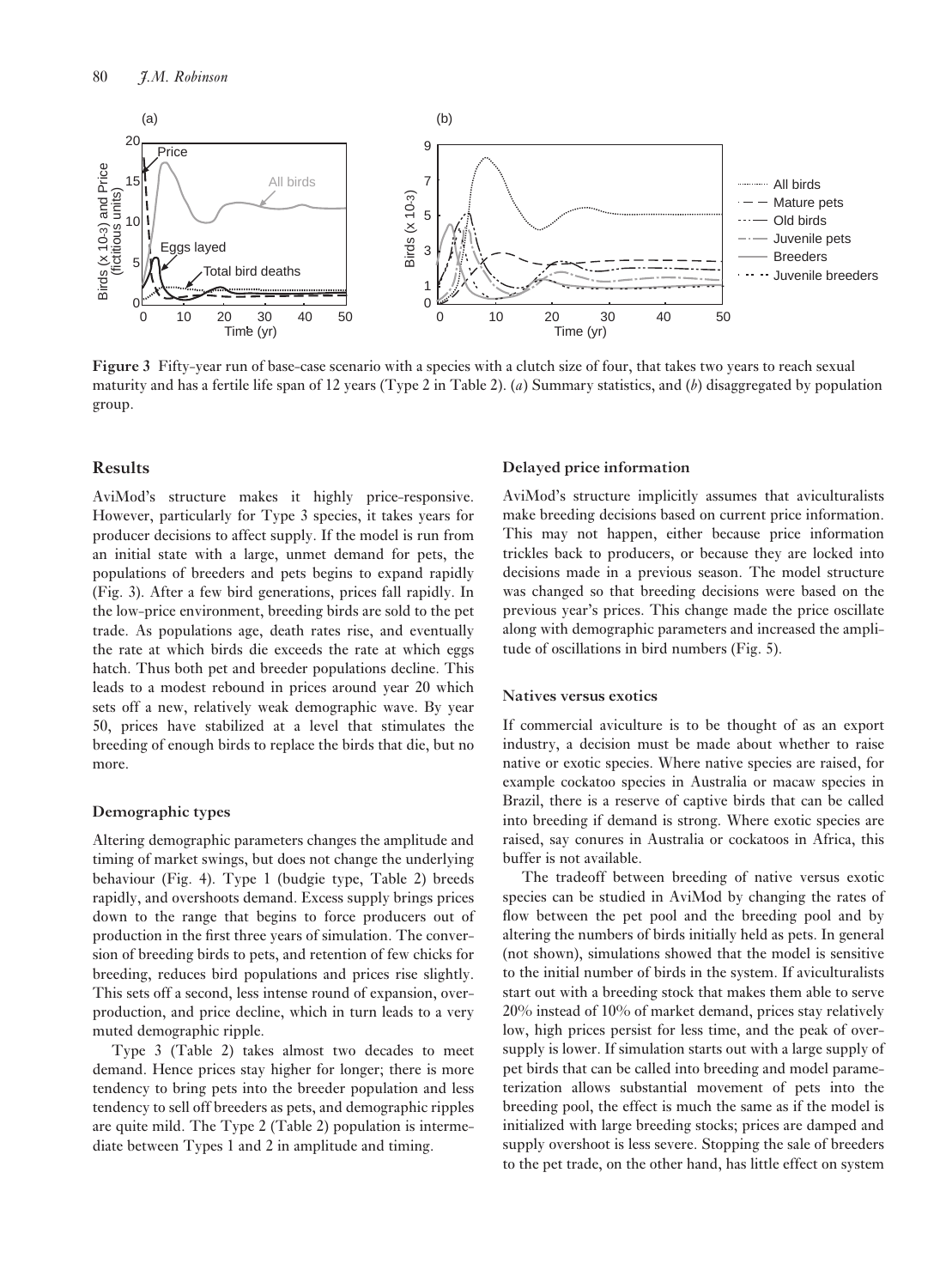(a)

Price

All birds

Eggs layed

Total bird deaths

Birds (x 10-3) and Price (fictitious units)

20
15
10
5
0

0 10 20 30 40 50

Time (yr)

(b)

Birds (x 10-3)

9
7
5
3
1
0

0 10 20 30 40 50

Time (yr)

All birds
Mature pets
Old birds
Juvenile pets
Breeders
Juvenile breeders

**Figure 3** Fifty-year run of base-case scenario with a species with a clutch size of four, that takes two years to reach sexual maturity and has a fertile life span of 12 years (Type 2 in Table 2). (*a*) Summary statistics, and (*b*) disaggregated by population group.

## Results

AviMod's structure makes it highly price-responsive. However, particularly for Type 3 species, it takes years for producer decisions to affect supply. If the model is run from an initial state with a large, unmet demand for pets, the populations of breeders and pets begins to expand rapidly (Fig. 3). After a few bird generations, prices fall rapidly. In the low-price environment, breeding birds are sold to the pet trade. As populations age, death rates rise, and eventually the rate at which birds die exceeds the rate at which eggs hatch. Thus both pet and breeder populations decline. This leads to a modest rebound in prices around year 20 which sets off a new, relatively weak demographic wave. By year 50, prices have stabilized at a level that stimulates the breeding of enough birds to replace the birds that die, but no more.

### Demographic types

Altering demographic parameters changes the amplitude and timing of market swings, but does not change the underlying behaviour (Fig. 4). Type 1 (budgie type, Table 2) breeds rapidly, and overshoots demand. Excess supply brings prices down to the range that begins to force producers out of production in the first three years of simulation. The conversion of breeding birds to pets, and retention of few chicks for breeding, reduces bird populations and prices rise slightly. This sets off a second, less intense round of expansion, overproduction, and price decline, which in turn leads to a very muted demographic ripple.

Type 3 (Table 2) takes almost two decades to meet demand. Hence prices stay higher for longer; there is more tendency to bring pets into the breeder population and less tendency to sell off breeders as pets, and demographic ripples are quite mild. The Type 2 (Table 2) population is intermediate between Types 1 and 2 in amplitude and timing.

### Delayed price information

AviMod's structure implicitly assumes that aviculturalists make breeding decisions based on current price information. This may not happen, either because price information trickles back to producers, or because they are locked into decisions made in a previous season. The model structure was changed so that breeding decisions were based on the previous year's prices. This change made the price oscillate along with demographic parameters and increased the amplitude of oscillations in bird numbers (Fig. 5).

### Natives versus exotics

If commercial aviculture is to be thought of as an export industry, a decision must be made about whether to raise native or exotic species. Where native species are raised, for example cockatoo species in Australia or macaw species in Brazil, there is a reserve of captive birds that can be called into breeding if demand is strong. Where exotic species are raised, say conures in Australia or cockatoos in Africa, this buffer is not available.

The tradeoff between breeding of native versus exotic species can be studied in AviMod by changing the rates of flow between the pet pool and the breeding pool and by altering the numbers of birds initially held as pets. In general (not shown), simulations showed that the model is sensitive to the initial number of birds in the system. If aviculturalists start out with a breeding stock that makes them able to serve 20% instead of 10% of market demand, prices stay relatively low, high prices persist for less time, and the peak of oversupply is lower. If simulation starts out with a large supply of pet birds that can be called into breeding and model parameterization allows substantial movement of pets into the breeding pool, the effect is much the same as if the model is initialized with large breeding stocks; prices are damped and supply overshoot is less severe. Stopping the sale of breeders to the pet trade, on the other hand, has little effect on system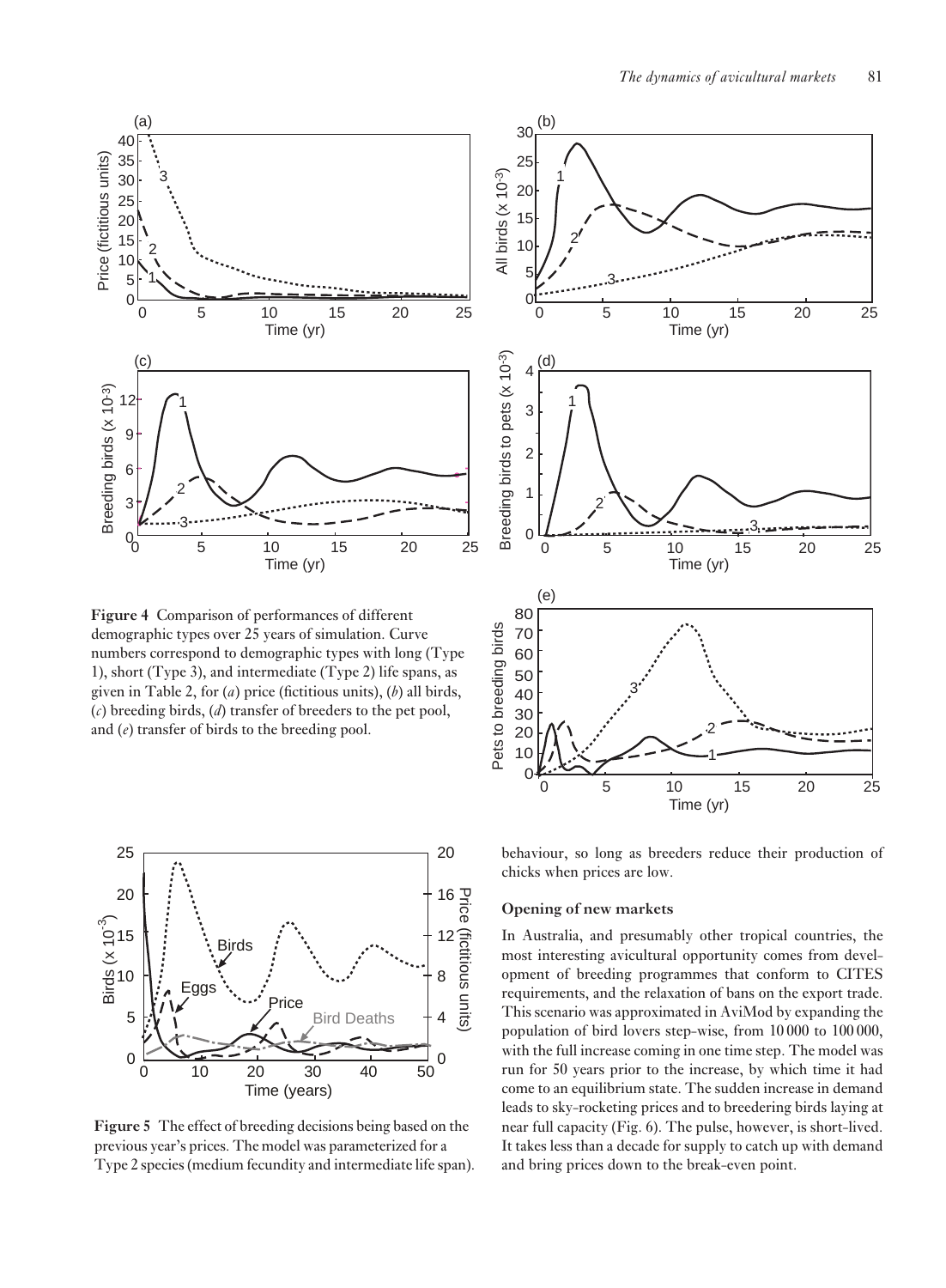**Figure 4** Comparison of performances of different demographic types over 25 years of simulation. Curve numbers correspond to demographic types with long (Type 1), short (Type 3), and intermediate (Type 2) life spans, as given in Table 2, for (*a*) price (fictitious units), (*b*) all birds, (*c*) breeding birds, (*d*) transfer of breeders to the pet pool, and (*e*) transfer of birds to the breeding pool.

**Figure 5** The effect of breeding decisions being based on the previous year's prices. The model was parameterized for a Type 2 species (medium fecundity and intermediate life span).

behaviour, so long as breeders reduce their production of chicks when prices are low.

### Opening of new markets

In Australia, and presumably other tropical countries, the most interesting avicultural opportunity comes from development of breeding programmes that conform to CITES requirements, and the relaxation of bans on the export trade. This scenario was approximated in AviMod by expanding the population of bird lovers step-wise, from 10 000 to 100 000, with the full increase coming in one time step. The model was run for 50 years prior to the increase, by which time it had come to an equilibrium state. The sudden increase in demand leads to sky-rocketing prices and to breedering birds laying at near full capacity (Fig. 6). The pulse, however, is short-lived. It takes less than a decade for supply to catch up with demand and bring prices down to the break-even point.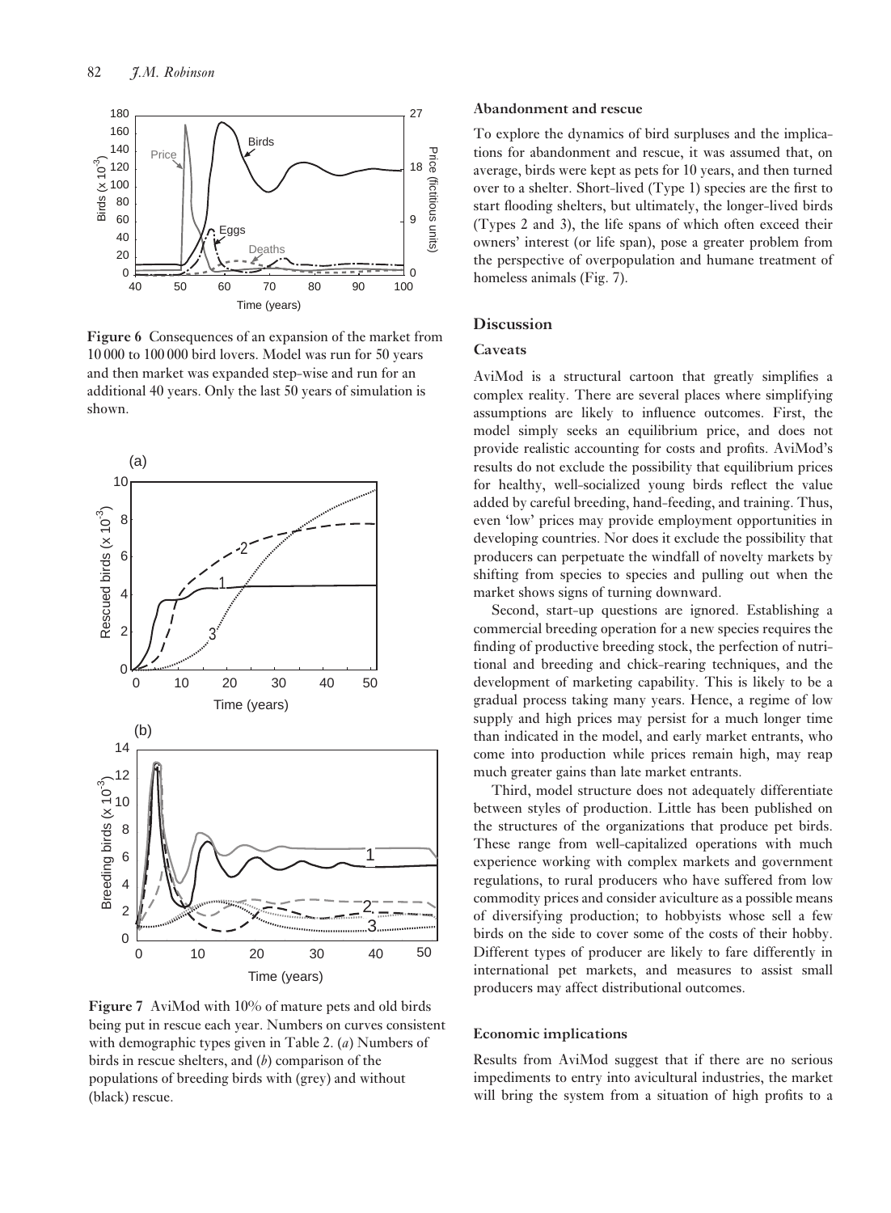180
160
140
120
100
80
60
40
20
0

Birds (x 10$^{-3}$)

Price

Birds

Eggs

Deaths

27

18

9

0

Price (fictitious units)

40 50 60 70 80 90 100

Time (years)

**Figure 6** Consequences of an expansion of the market from 10 000 to 100 000 bird lovers. Model was run for 50 years and then market was expanded step-wise and run for an additional 40 years. Only the last 50 years of simulation is shown.

(a)

Rescued birds (x 10$^{-3}$)

10
8
6
4
2
0

1
2
3

0 10 20 30 40 50

Time (years)

(b)

Breeding birds (x 10$^{-3}$)

14
12
10
8
6
4
2
0

1
2
3

0 10 20 30 40 50

Time (years)

**Figure 7** AviMod with 10% of mature pets and old birds being put in rescue each year. Numbers on curves consistent with demographic types given in Table 2. (*a*) Numbers of birds in rescue shelters, and (*b*) comparison of the populations of breeding birds with (grey) and without (black) rescue.

### Abandonment and rescue

To explore the dynamics of bird surpluses and the implications for abandonment and rescue, it was assumed that, on average, birds were kept as pets for 10 years, and then turned over to a shelter. Short-lived (Type 1) species are the first to start flooding shelters, but ultimately, the longer-lived birds (Types 2 and 3), the life spans of which often exceed their owners' interest (or life span), pose a greater problem from the perspective of overpopulation and humane treatment of homeless animals (Fig. 7).

## Discussion

### Caveats

AviMod is a structural cartoon that greatly simplifies a complex reality. There are several places where simplifying assumptions are likely to influence outcomes. First, the model simply seeks an equilibrium price, and does not provide realistic accounting for costs and profits. AviMod's results do not exclude the possibility that equilibrium prices for healthy, well-socialized young birds reflect the value added by careful breeding, hand-feeding, and training. Thus, even 'low' prices may provide employment opportunities in developing countries. Nor does it exclude the possibility that producers can perpetuate the windfall of novelty markets by shifting from species to species and pulling out when the market shows signs of turning downward.

Second, start-up questions are ignored. Establishing a commercial breeding operation for a new species requires the finding of productive breeding stock, the perfection of nutritional and breeding and chick-rearing techniques, and the development of marketing capability. This is likely to be a gradual process taking many years. Hence, a regime of low supply and high prices may persist for a much longer time than indicated in the model, and early market entrants, who come into production while prices remain high, may reap much greater gains than late market entrants.

Third, model structure does not adequately differentiate between styles of production. Little has been published on the structures of the organizations that produce pet birds. These range from well-capitalized operations with much experience working with complex markets and government regulations, to rural producers who have suffered from low commodity prices and consider aviculture as a possible means of diversifying production; to hobbyists whose sell a few birds on the side to cover some of the costs of their hobby. Different types of producer are likely to fare differently in international pet markets, and measures to assist small producers may affect distributional outcomes.

### Economic implications

Results from AviMod suggest that if there are no serious impediments to entry into avicultural industries, the market will bring the system from a situation of high profits to a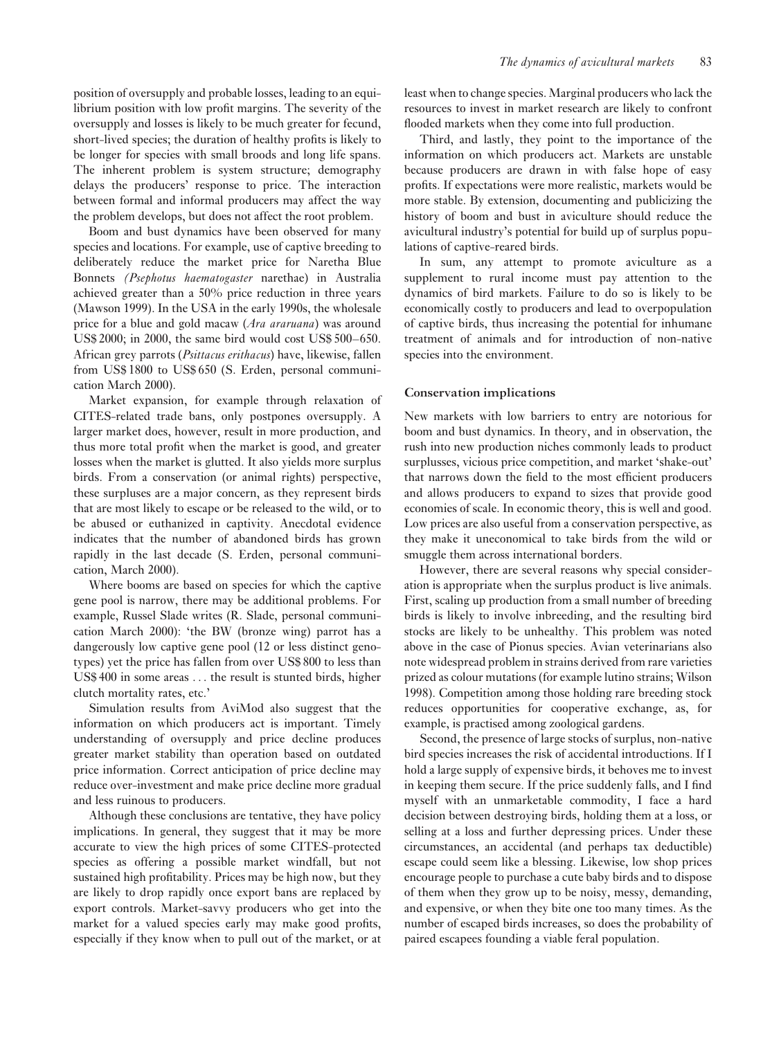position of oversupply and probable losses, leading to an equilibrium position with low profit margins. The severity of the oversupply and losses is likely to be much greater for fecund, short-lived species; the duration of healthy profits is likely to be longer for species with small broods and long life spans. The inherent problem is system structure; demography delays the producers' response to price. The interaction between formal and informal producers may affect the way the problem develops, but does not affect the root problem.

Boom and bust dynamics have been observed for many species and locations. For example, use of captive breeding to deliberately reduce the market price for Naretha Blue Bonnets *(Psephotus haematogaster* narethae) in Australia achieved greater than a 50% price reduction in three years (Mawson 1999). In the USA in the early 1990s, the wholesale price for a blue and gold macaw (*Ara araruana*) was around US$ 2000; in 2000, the same bird would cost US$ 500–650. African grey parrots (*Psittacus erithacus*) have, likewise, fallen from US$ 1800 to US$ 650 (S. Erden, personal communication March 2000).

Market expansion, for example through relaxation of CITES-related trade bans, only postpones oversupply. A larger market does, however, result in more production, and thus more total profit when the market is good, and greater losses when the market is glutted. It also yields more surplus birds. From a conservation (or animal rights) perspective, these surpluses are a major concern, as they represent birds that are most likely to escape or be released to the wild, or to be abused or euthanized in captivity. Anecdotal evidence indicates that the number of abandoned birds has grown rapidly in the last decade (S. Erden, personal communication, March 2000).

Where booms are based on species for which the captive gene pool is narrow, there may be additional problems. For example, Russel Slade writes (R. Slade, personal communication March 2000): 'the BW (bronze wing) parrot has a dangerously low captive gene pool (12 or less distinct genotypes) yet the price has fallen from over US$ 800 to less than US$ 400 in some areas . . . the result is stunted birds, higher clutch mortality rates, etc.'

Simulation results from AviMod also suggest that the information on which producers act is important. Timely understanding of oversupply and price decline produces greater market stability than operation based on outdated price information. Correct anticipation of price decline may reduce over-investment and make price decline more gradual and less ruinous to producers.

Although these conclusions are tentative, they have policy implications. In general, they suggest that it may be more accurate to view the high prices of some CITES-protected species as offering a possible market windfall, but not sustained high profitability. Prices may be high now, but they are likely to drop rapidly once export bans are replaced by export controls. Market-savvy producers who get into the market for a valued species early may make good profits, especially if they know when to pull out of the market, or at least when to change species. Marginal producers who lack the resources to invest in market research are likely to confront flooded markets when they come into full production.

Third, and lastly, they point to the importance of the information on which producers act. Markets are unstable because producers are drawn in with false hope of easy profits. If expectations were more realistic, markets would be more stable. By extension, documenting and publicizing the history of boom and bust in aviculture should reduce the avicultural industry's potential for build up of surplus populations of captive-reared birds.

In sum, any attempt to promote aviculture as a supplement to rural income must pay attention to the dynamics of bird markets. Failure to do so is likely to be economically costly to producers and lead to overpopulation of captive birds, thus increasing the potential for inhumane treatment of animals and for introduction of non-native species into the environment.

## Conservation implications

New markets with low barriers to entry are notorious for boom and bust dynamics. In theory, and in observation, the rush into new production niches commonly leads to product surplusses, vicious price competition, and market 'shake-out' that narrows down the field to the most efficient producers and allows producers to expand to sizes that provide good economies of scale. In economic theory, this is well and good. Low prices are also useful from a conservation perspective, as they make it uneconomical to take birds from the wild or smuggle them across international borders.

However, there are several reasons why special consideration is appropriate when the surplus product is live animals. First, scaling up production from a small number of breeding birds is likely to involve inbreeding, and the resulting bird stocks are likely to be unhealthy. This problem was noted above in the case of Pionus species. Avian veterinarians also note widespread problem in strains derived from rare varieties prized as colour mutations (for example lutino strains; Wilson 1998). Competition among those holding rare breeding stock reduces opportunities for cooperative exchange, as, for example, is practised among zoological gardens.

Second, the presence of large stocks of surplus, non-native bird species increases the risk of accidental introductions. If I hold a large supply of expensive birds, it behoves me to invest in keeping them secure. If the price suddenly falls, and I find myself with an unmarketable commodity, I face a hard decision between destroying birds, holding them at a loss, or selling at a loss and further depressing prices. Under these circumstances, an accidental (and perhaps tax deductible) escape could seem like a blessing. Likewise, low shop prices encourage people to purchase a cute baby birds and to dispose of them when they grow up to be noisy, messy, demanding, and expensive, or when they bite one too many times. As the number of escaped birds increases, so does the probability of paired escapees founding a viable feral population.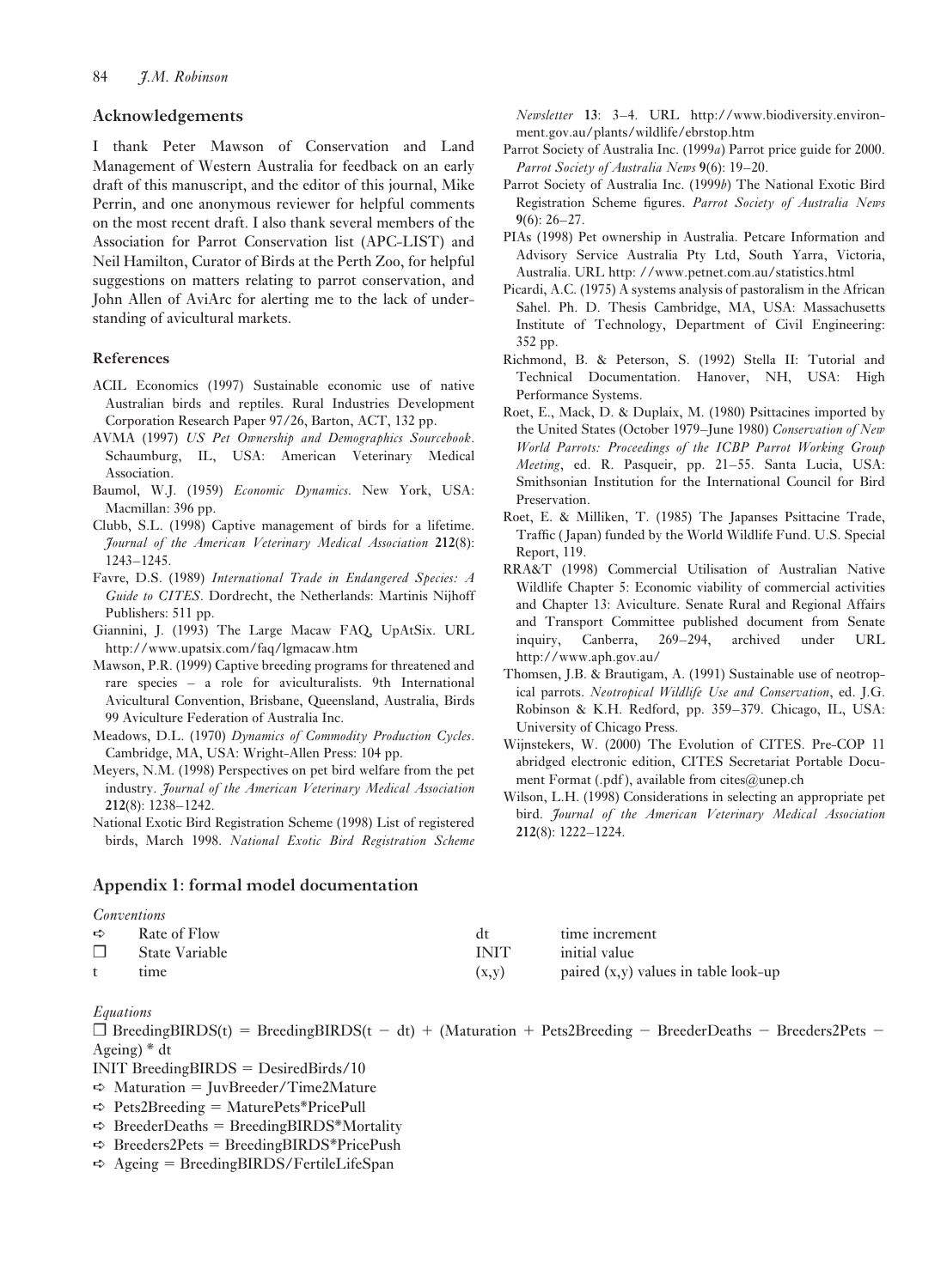## Acknowledgements

I thank Peter Mawson of Conservation and Land Management of Western Australia for feedback on an early draft of this manuscript, and the editor of this journal, Mike Perrin, and one anonymous reviewer for helpful comments on the most recent draft. I also thank several members of the Association for Parrot Conservation list (APC-LIST) and Neil Hamilton, Curator of Birds at the Perth Zoo, for helpful suggestions on matters relating to parrot conservation, and John Allen of AviArc for alerting me to the lack of understanding of avicultural markets.

## References

ACIL Economics (1997) Sustainable economic use of native Australian birds and reptiles. Rural Industries Development Corporation Research Paper 97/26, Barton, ACT, 132 pp.

AVMA (1997) *US Pet Ownership and Demographics Sourcebook*. Schaumburg, IL, USA: American Veterinary Medical Association.

Baumol, W.J. (1959) *Economic Dynamics*. New York, USA: Macmillan: 396 pp.

Clubb, S.L. (1998) Captive management of birds for a lifetime. *Journal of the American Veterinary Medical Association* **212**(8): 1243–1245.

Favre, D.S. (1989) *International Trade in Endangered Species: A Guide to CITES*. Dordrecht, the Netherlands: Martinis Nijhoff Publishers: 511 pp.

Giannini, J. (1993) The Large Macaw FAQ, UpAtSix. URL http://www.upatsix.com/faq/lgmacaw.htm

Mawson, P.R. (1999) Captive breeding programs for threatened and rare species – a role for aviculturalists. 9th International Avicultural Convention, Brisbane, Queensland, Australia, Birds 99 Aviculture Federation of Australia Inc.

Meadows, D.L. (1970) *Dynamics of Commodity Production Cycles*. Cambridge, MA, USA: Wright-Allen Press: 104 pp.

Meyers, N.M. (1998) Perspectives on pet bird welfare from the pet industry. *Journal of the American Veterinary Medical Association* **212**(8): 1238–1242.

National Exotic Bird Registration Scheme (1998) List of registered birds, March 1998. *National Exotic Bird Registration Scheme Newsletter* **13**: 3–4. URL http://www.biodiversity.environment.gov.au/plants/wildlife/ebrstop.htm

Parrot Society of Australia Inc. (1999*a*) Parrot price guide for 2000. *Parrot Society of Australia News* **9**(6): 19–20.

Parrot Society of Australia Inc. (1999*b*) The National Exotic Bird Registration Scheme figures. *Parrot Society of Australia News* **9**(6): 26–27.

PIAs (1998) Pet ownership in Australia. Petcare Information and Advisory Service Australia Pty Ltd, South Yarra, Victoria, Australia. URL http: //www.petnet.com.au/statistics.html

Picardi, A.C. (1975) A systems analysis of pastoralism in the African Sahel. Ph. D. Thesis Cambridge, MA, USA: Massachusetts Institute of Technology, Department of Civil Engineering: 352 pp.

Richmond, B. & Peterson, S. (1992) Stella II: Tutorial and Technical Documentation. Hanover, NH, USA: High Performance Systems.

Roet, E., Mack, D. & Duplaix, M. (1980) Psittacines imported by the United States (October 1979–June 1980) *Conservation of New World Parrots: Proceedings of the ICBP Parrot Working Group Meeting*, ed. R. Pasqueir, pp. 21–55. Santa Lucia, USA: Smithsonian Institution for the International Council for Bird Preservation.

Roet, E. & Milliken, T. (1985) The Japanses Psittacine Trade, Traffic (Japan) funded by the World Wildlife Fund. U.S. Special Report, 119.

RRA&T (1998) Commercial Utilisation of Australian Native Wildlife Chapter 5: Economic viability of commercial activities and Chapter 13: Aviculture. Senate Rural and Regional Affairs and Transport Committee published document from Senate inquiry, Canberra, 269–294, archived under URL http://www.aph.gov.au/

Thomsen, J.B. & Brautigam, A. (1991) Sustainable use of neotropical parrots. *Neotropical Wildlife Use and Conservation*, ed. J.G. Robinson & K.H. Redford, pp. 359–379. Chicago, IL, USA: University of Chicago Press.

Wijnstekers, W. (2000) The Evolution of CITES. Pre-COP 11 abridged electronic edition, CITES Secretariat Portable Document Format (.pdf), available from cites@unep.ch

Wilson, L.H. (1998) Considerations in selecting an appropriate pet bird. *Journal of the American Veterinary Medical Association* **212**(8): 1222–1224.

## Appendix 1: formal model documentation

*Conventions*

| | | | |
|---|---|---|---|
| ⇨ | Rate of Flow | dt | time increment |
| ☐ | State Variable | INIT | initial value |
| t | time | (x,y) | paired (x,y) values in table look-up |

*Equations*

☐ BreedingBIRDS(t) = BreedingBIRDS(t − dt) + (Maturation + Pets2Breeding − BreederDeaths − Breeders2Pets − Ageing) * dt

INIT BreedingBIRDS = DesiredBirds/10

⇨ Maturation = JuvBreeder/Time2Mature

⇨ Pets2Breeding = MaturePets*PricePull

⇨ BreederDeaths = BreedingBIRDS*Mortality

⇨ Breeders2Pets = BreedingBIRDS*PricePush

⇨ Ageing = BreedingBIRDS/FertileLifeSpan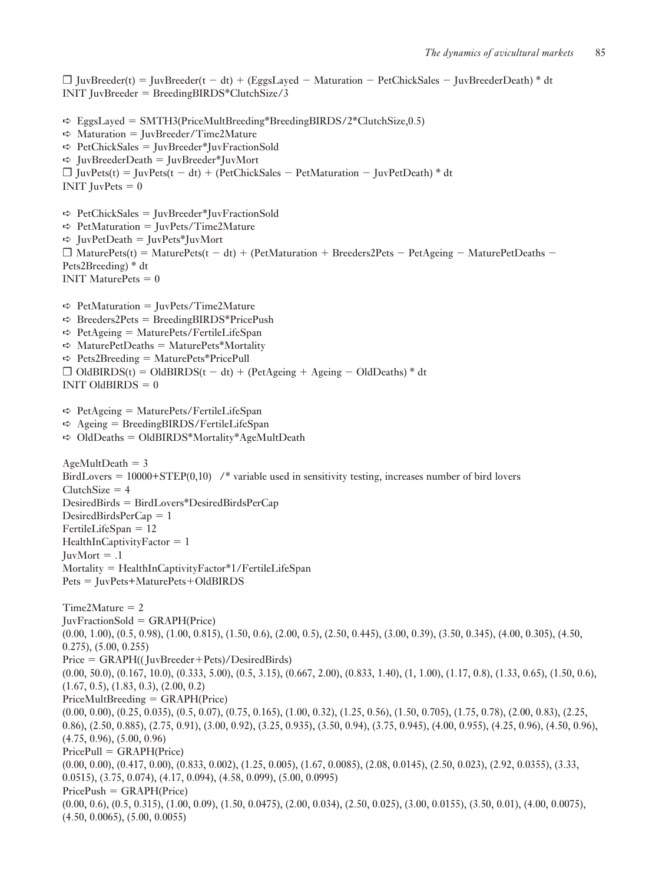☐ JuvBreeder(t) = JuvBreeder(t − dt) + (EggsLayed − Maturation − PetChickSales − JuvBreederDeath) * dt
INIT JuvBreeder = BreedingBIRDS*ClutchSize/3

⇨ EggsLayed = SMTH3(PriceMultBreeding*BreedingBIRDS/2*ClutchSize,0.5)
⇨ Maturation = JuvBreeder/Time2Mature
⇨ PetChickSales = JuvBreeder*JuvFractionSold
⇨ JuvBreederDeath = JuvBreeder*JuvMort
☐ JuvPets(t) = JuvPets(t − dt) + (PetChickSales − PetMaturation − JuvPetDeath) * dt
INIT JuvPets = 0

⇨ PetChickSales = JuvBreeder*JuvFractionSold
⇨ PetMaturation = JuvPets/Time2Mature
⇨ JuvPetDeath = JuvPets*JuvMort
☐ MaturePets(t) = MaturePets(t − dt) + (PetMaturation + Breeders2Pets − PetAgeing − MaturePetDeaths − Pets2Breeding) * dt
INIT MaturePets = 0

⇨ PetMaturation = JuvPets/Time2Mature
⇨ Breeders2Pets = BreedingBIRDS*PricePush
⇨ PetAgeing = MaturePets/FertileLifeSpan
⇨ MaturePetDeaths = MaturePets*Mortality
⇨ Pets2Breeding = MaturePets*PricePull
☐ OldBIRDS(t) = OldBIRDS(t − dt) + (PetAgeing + Ageing − OldDeaths) * dt
INIT OldBIRDS = 0

⇨ PetAgeing = MaturePets/FertileLifeSpan
⇨ Ageing = BreedingBIRDS/FertileLifeSpan
⇨ OldDeaths = OldBIRDS*Mortality*AgeMultDeath

AgeMultDeath = 3
BirdLovers = 10000+STEP(0,10) /* variable used in sensitivity testing, increases number of bird lovers
ClutchSize = 4
DesiredBirds = BirdLovers*DesiredBirdsPerCap
DesiredBirdsPerCap = 1
FertileLifeSpan = 12
HealthInCaptivityFactor = 1
JuvMort = .1
Mortality = HealthInCaptivityFactor*1/FertileLifeSpan
Pets = JuvPets+MaturePets+OldBIRDS

Time2Mature = 2
JuvFractionSold = GRAPH(Price)
(0.00, 1.00), (0.5, 0.98), (1.00, 0.815), (1.50, 0.6), (2.00, 0.5), (2.50, 0.445), (3.00, 0.39), (3.50, 0.345), (4.00, 0.305), (4.50, 0.275), (5.00, 0.255)
Price = GRAPH((JuvBreeder+Pets)/DesiredBirds)
(0.00, 50.0), (0.167, 10.0), (0.333, 5.00), (0.5, 3.15), (0.667, 2.00), (0.833, 1.40), (1, 1.00), (1.17, 0.8), (1.33, 0.65), (1.50, 0.6), (1.67, 0.5), (1.83, 0.3), (2.00, 0.2)
PriceMultBreeding = GRAPH(Price)
(0.00, 0.00), (0.25, 0.035), (0.5, 0.07), (0.75, 0.165), (1.00, 0.32), (1.25, 0.56), (1.50, 0.705), (1.75, 0.78), (2.00, 0.83), (2.25, 0.86), (2.50, 0.885), (2.75, 0.91), (3.00, 0.92), (3.25, 0.935), (3.50, 0.94), (3.75, 0.945), (4.00, 0.955), (4.25, 0.96), (4.50, 0.96), (4.75, 0.96), (5.00, 0.96)
PricePull = GRAPH(Price)
(0.00, 0.00), (0.417, 0.00), (0.833, 0.002), (1.25, 0.005), (1.67, 0.0085), (2.08, 0.0145), (2.50, 0.023), (2.92, 0.0355), (3.33, 0.0515), (3.75, 0.074), (4.17, 0.094), (4.58, 0.099), (5.00, 0.0995)
PricePush = GRAPH(Price)
(0.00, 0.6), (0.5, 0.315), (1.00, 0.09), (1.50, 0.0475), (2.00, 0.034), (2.50, 0.025), (3.00, 0.0155), (3.50, 0.01), (4.00, 0.0075), (4.50, 0.0065), (5.00, 0.0055)